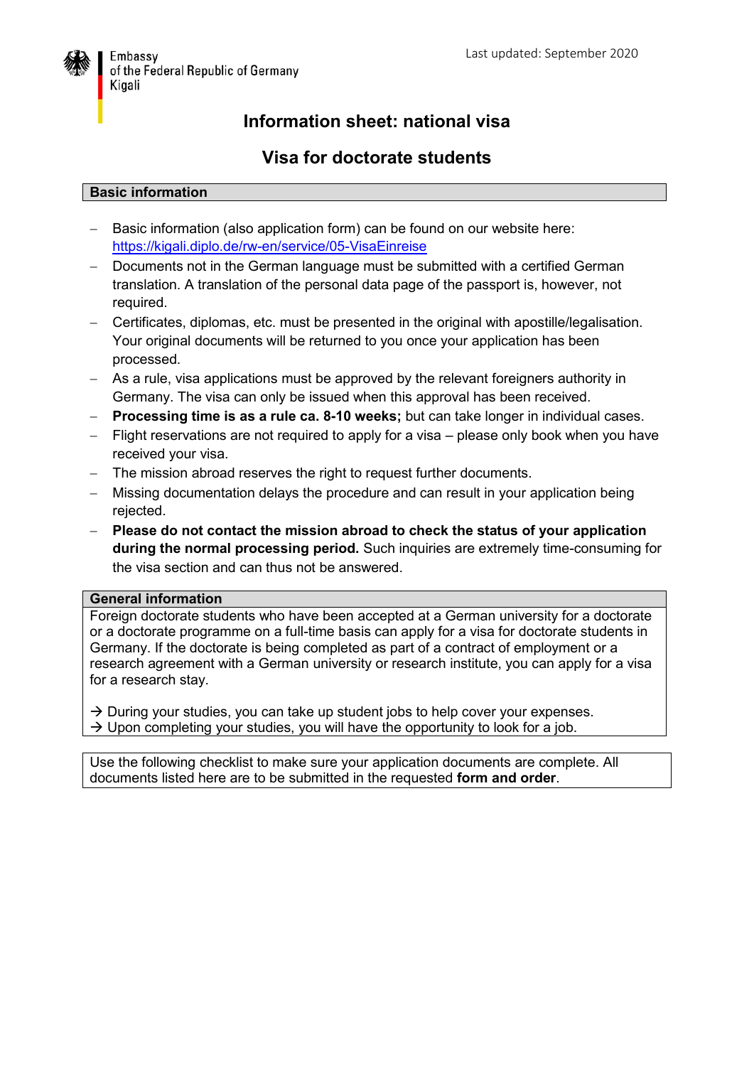Embassy
of the Federal Republic of Germany
Kigali

Last updated: September 2020

# Information sheet: national visa

## Visa for doctorate students

**Basic information**

- Basic information (also application form) can be found on our website here: https://kigali.diplo.de/rw-en/service/05-VisaEinreise
- Documents not in the German language must be submitted with a certified German translation. A translation of the personal data page of the passport is, however, not required.
- Certificates, diplomas, etc. must be presented in the original with apostille/legalisation. Your original documents will be returned to you once your application has been processed.
- As a rule, visa applications must be approved by the relevant foreigners authority in Germany. The visa can only be issued when this approval has been received.
- **Processing time is as a rule ca. 8-10 weeks;** but can take longer in individual cases.
- Flight reservations are not required to apply for a visa – please only book when you have received your visa.
- The mission abroad reserves the right to request further documents.
- Missing documentation delays the procedure and can result in your application being rejected.
- **Please do not contact the mission abroad to check the status of your application during the normal processing period.** Such inquiries are extremely time-consuming for the visa section and can thus not be answered.

**General information**

Foreign doctorate students who have been accepted at a German university for a doctorate or a doctorate programme on a full-time basis can apply for a visa for doctorate students in Germany. If the doctorate is being completed as part of a contract of employment or a research agreement with a German university or research institute, you can apply for a visa for a research stay.

→ During your studies, you can take up student jobs to help cover your expenses.
→ Upon completing your studies, you will have the opportunity to look for a job.

Use the following checklist to make sure your application documents are complete. All documents listed here are to be submitted in the requested **form and order**.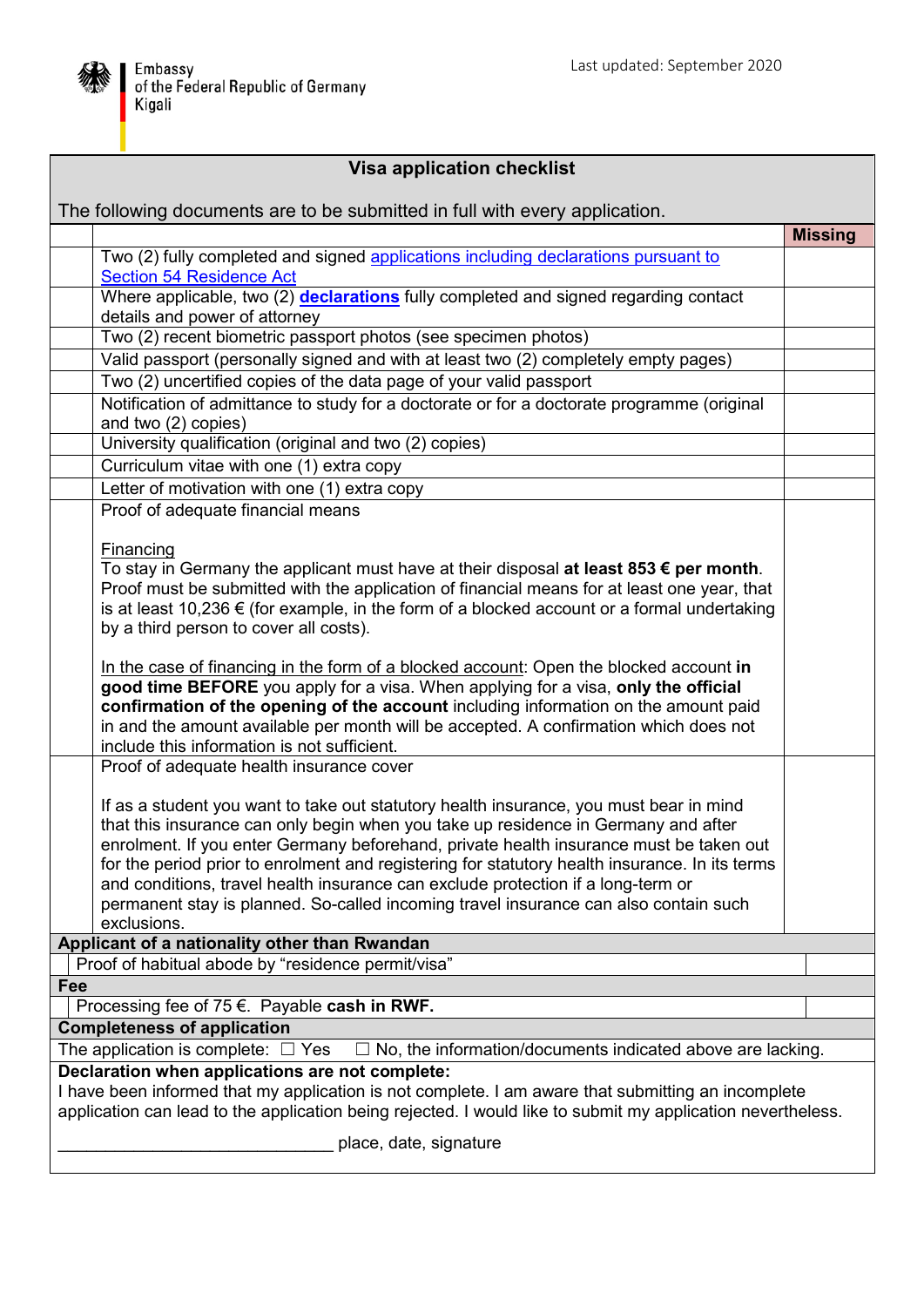Embassy
of the Federal Republic of Germany
Kigali

Last updated: September 2020

## Visa application checklist

The following documents are to be submitted in full with every application.

| | | Missing |
|---|---|---|
| | Two (2) fully completed and signed applications including declarations pursuant to Section 54 Residence Act | |
| | Where applicable, two (2) **declarations** fully completed and signed regarding contact details and power of attorney | |
| | Two (2) recent biometric passport photos (see specimen photos) | |
| | Valid passport (personally signed and with at least two (2) completely empty pages) | |
| | Two (2) uncertified copies of the data page of your valid passport | |
| | Notification of admittance to study for a doctorate or for a doctorate programme (original and two (2) copies) | |
| | University qualification (original and two (2) copies) | |
| | Curriculum vitae with one (1) extra copy | |
| | Letter of motivation with one (1) extra copy | |
| | Proof of adequate financial means<br><br>Financing<br>To stay in Germany the applicant must have at their disposal **at least 853 € per month**. Proof must be submitted with the application of financial means for at least one year, that is at least 10,236 € (for example, in the form of a blocked account or a formal undertaking by a third person to cover all costs).<br><br>In the case of financing in the form of a blocked account: Open the blocked account **in good time BEFORE** you apply for a visa. When applying for a visa, **only the official confirmation of the opening of the account** including information on the amount paid in and the amount available per month will be accepted. A confirmation which does not include this information is not sufficient. | |
| | Proof of adequate health insurance cover<br><br>If as a student you want to take out statutory health insurance, you must bear in mind that this insurance can only begin when you take up residence in Germany and after enrolment. If you enter Germany beforehand, private health insurance must be taken out for the period prior to enrolment and registering for statutory health insurance. In its terms and conditions, travel health insurance can exclude protection if a long-term or permanent stay is planned. So-called incoming travel insurance can also contain such exclusions. | |
| **Applicant of a nationality other than Rwandan** | | |
| | Proof of habitual abode by "residence permit/visa" | |
| **Fee** | | |
| | Processing fee of 75 €. Payable **cash in RWF.** | |

**Completeness of application**

The application is complete: ☐ Yes ☐ No, the information/documents indicated above are lacking.

**Declaration when applications are not complete:**
I have been informed that my application is not complete. I am aware that submitting an incomplete application can lead to the application being rejected. I would like to submit my application nevertheless.

______________________________ place, date, signature